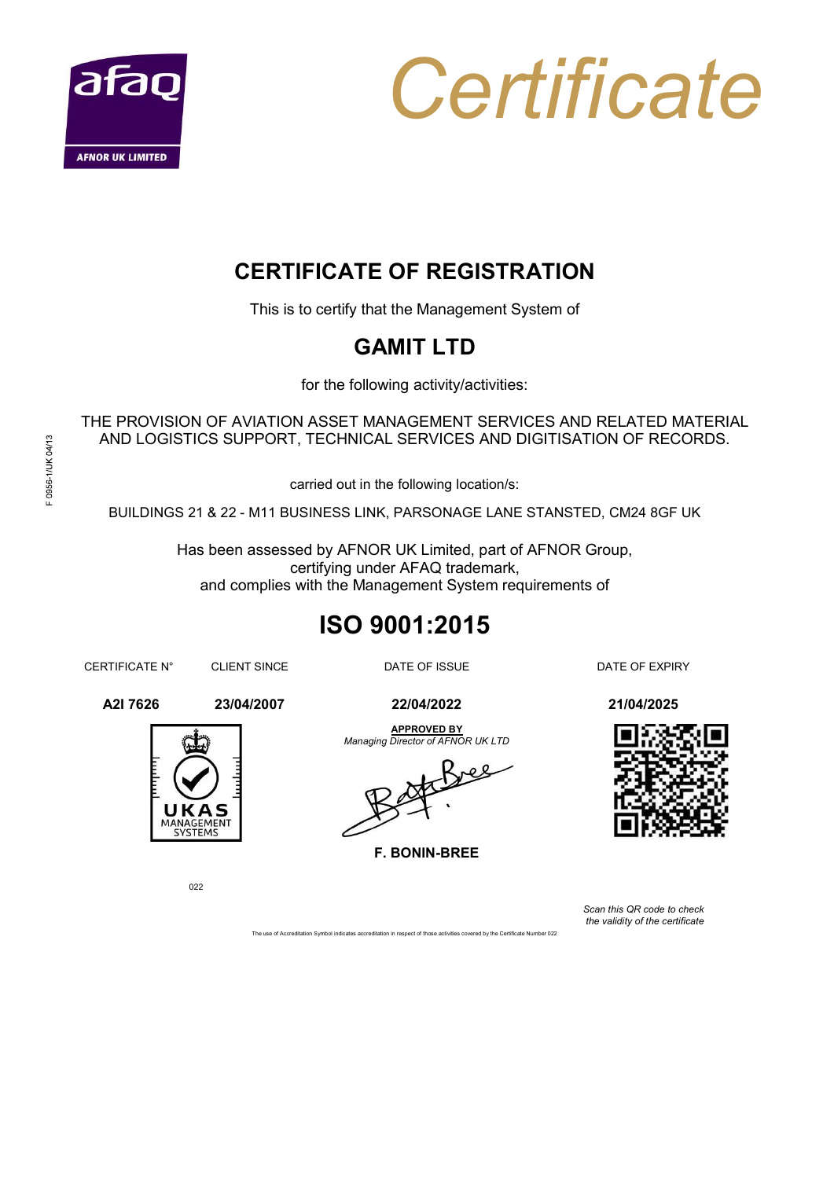afaq

AFNOR UK LIMITED

# Certificate

## CERTIFICATE OF REGISTRATION

This is to certify that the Management System of

## GAMIT LTD

for the following activity/activities:

THE PROVISION OF AVIATION ASSET MANAGEMENT SERVICES AND RELATED MATERIAL AND LOGISTICS SUPPORT, TECHNICAL SERVICES AND DIGITISATION OF RECORDS.

carried out in the following location/s:

BUILDINGS 21 & 22 - M11 BUSINESS LINK, PARSONAGE LANE STANSTED, CM24 8GF UK

Has been assessed by AFNOR UK Limited, part of AFNOR Group,
certifying under AFAQ trademark,
and complies with the Management System requirements of

## ISO 9001:2015

| CERTIFICATE N° | CLIENT SINCE | DATE OF ISSUE | DATE OF EXPIRY |
|---|---|---|---|
| **A2I 7626** | **23/04/2007** | **22/04/2022** | **21/04/2025** |

**APPROVED BY**
*Managing Director of AFNOR UK LTD*

**F. BONIN-BREE**

UKAS MANAGEMENT SYSTEMS

022

*Scan this QR code to check the validity of the certificate*

The use of Accreditation Symbol indicates accreditation in respect of those activities covered by the Certificate Number 022

F 0956-1/UK 04/13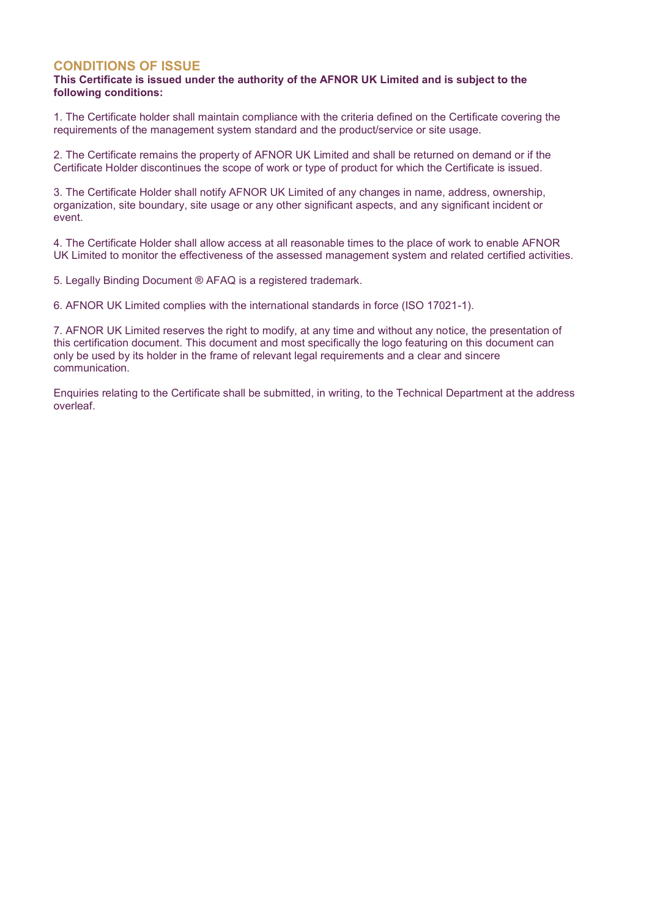## CONDITIONS OF ISSUE

**This Certificate is issued under the authority of the AFNOR UK Limited and is subject to the following conditions:**

1. The Certificate holder shall maintain compliance with the criteria defined on the Certificate covering the requirements of the management system standard and the product/service or site usage.

2. The Certificate remains the property of AFNOR UK Limited and shall be returned on demand or if the Certificate Holder discontinues the scope of work or type of product for which the Certificate is issued.

3. The Certificate Holder shall notify AFNOR UK Limited of any changes in name, address, ownership, organization, site boundary, site usage or any other significant aspects, and any significant incident or event.

4. The Certificate Holder shall allow access at all reasonable times to the place of work to enable AFNOR UK Limited to monitor the effectiveness of the assessed management system and related certified activities.

5. Legally Binding Document ® AFAQ is a registered trademark.

6. AFNOR UK Limited complies with the international standards in force (ISO 17021-1).

7. AFNOR UK Limited reserves the right to modify, at any time and without any notice, the presentation of this certification document. This document and most specifically the logo featuring on this document can only be used by its holder in the frame of relevant legal requirements and a clear and sincere communication.

Enquiries relating to the Certificate shall be submitted, in writing, to the Technical Department at the address overleaf.